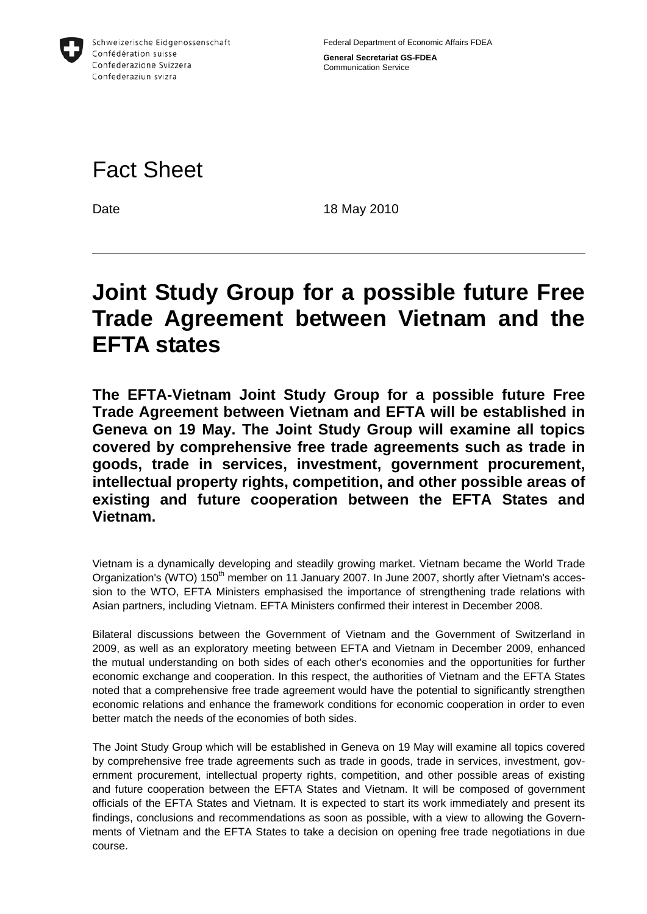Schweizerische Eidgenossenschaft
Confédération suisse
Confederazione Svizzera
Confederaziun svizra

Federal Department of Economic Affairs FDEA

**General Secretariat GS-FDEA**
Communication Service

# Fact Sheet

Date 18 May 2010

---

# Joint Study Group for a possible future Free Trade Agreement between Vietnam and the EFTA states

**The EFTA-Vietnam Joint Study Group for a possible future Free Trade Agreement between Vietnam and EFTA will be established in Geneva on 19 May. The Joint Study Group will examine all topics covered by comprehensive free trade agreements such as trade in goods, trade in services, investment, government procurement, intellectual property rights, competition, and other possible areas of existing and future cooperation between the EFTA States and Vietnam.**

Vietnam is a dynamically developing and steadily growing market. Vietnam became the World Trade Organization's (WTO) 150th member on 11 January 2007. In June 2007, shortly after Vietnam's accession to the WTO, EFTA Ministers emphasised the importance of strengthening trade relations with Asian partners, including Vietnam. EFTA Ministers confirmed their interest in December 2008.

Bilateral discussions between the Government of Vietnam and the Government of Switzerland in 2009, as well as an exploratory meeting between EFTA and Vietnam in December 2009, enhanced the mutual understanding on both sides of each other's economies and the opportunities for further economic exchange and cooperation. In this respect, the authorities of Vietnam and the EFTA States noted that a comprehensive free trade agreement would have the potential to significantly strengthen economic relations and enhance the framework conditions for economic cooperation in order to even better match the needs of the economies of both sides.

The Joint Study Group which will be established in Geneva on 19 May will examine all topics covered by comprehensive free trade agreements such as trade in goods, trade in services, investment, government procurement, intellectual property rights, competition, and other possible areas of existing and future cooperation between the EFTA States and Vietnam. It will be composed of government officials of the EFTA States and Vietnam. It is expected to start its work immediately and present its findings, conclusions and recommendations as soon as possible, with a view to allowing the Governments of Vietnam and the EFTA States to take a decision on opening free trade negotiations in due course.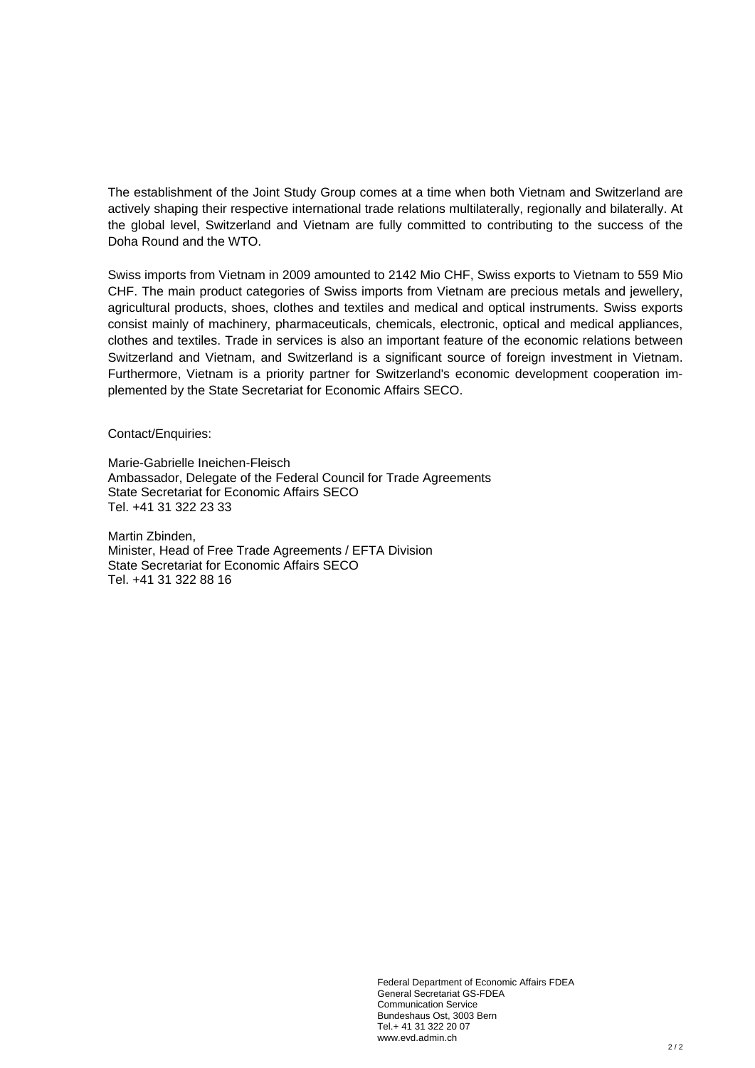The establishment of the Joint Study Group comes at a time when both Vietnam and Switzerland are actively shaping their respective international trade relations multilaterally, regionally and bilaterally. At the global level, Switzerland and Vietnam are fully committed to contributing to the success of the Doha Round and the WTO.

Swiss imports from Vietnam in 2009 amounted to 2142 Mio CHF, Swiss exports to Vietnam to 559 Mio CHF. The main product categories of Swiss imports from Vietnam are precious metals and jewellery, agricultural products, shoes, clothes and textiles and medical and optical instruments. Swiss exports consist mainly of machinery, pharmaceuticals, chemicals, electronic, optical and medical appliances, clothes and textiles. Trade in services is also an important feature of the economic relations between Switzerland and Vietnam, and Switzerland is a significant source of foreign investment in Vietnam. Furthermore, Vietnam is a priority partner for Switzerland's economic development cooperation implemented by the State Secretariat for Economic Affairs SECO.

Contact/Enquiries:

Marie-Gabrielle Ineichen-Fleisch
Ambassador, Delegate of the Federal Council for Trade Agreements
State Secretariat for Economic Affairs SECO
Tel. +41 31 322 23 33

Martin Zbinden,
Minister, Head of Free Trade Agreements / EFTA Division
State Secretariat for Economic Affairs SECO
Tel. +41 31 322 88 16

Federal Department of Economic Affairs FDEA
General Secretariat GS-FDEA
Communication Service
Bundeshaus Ost, 3003 Bern
Tel.+ 41 31 322 20 07
www.evd.admin.ch